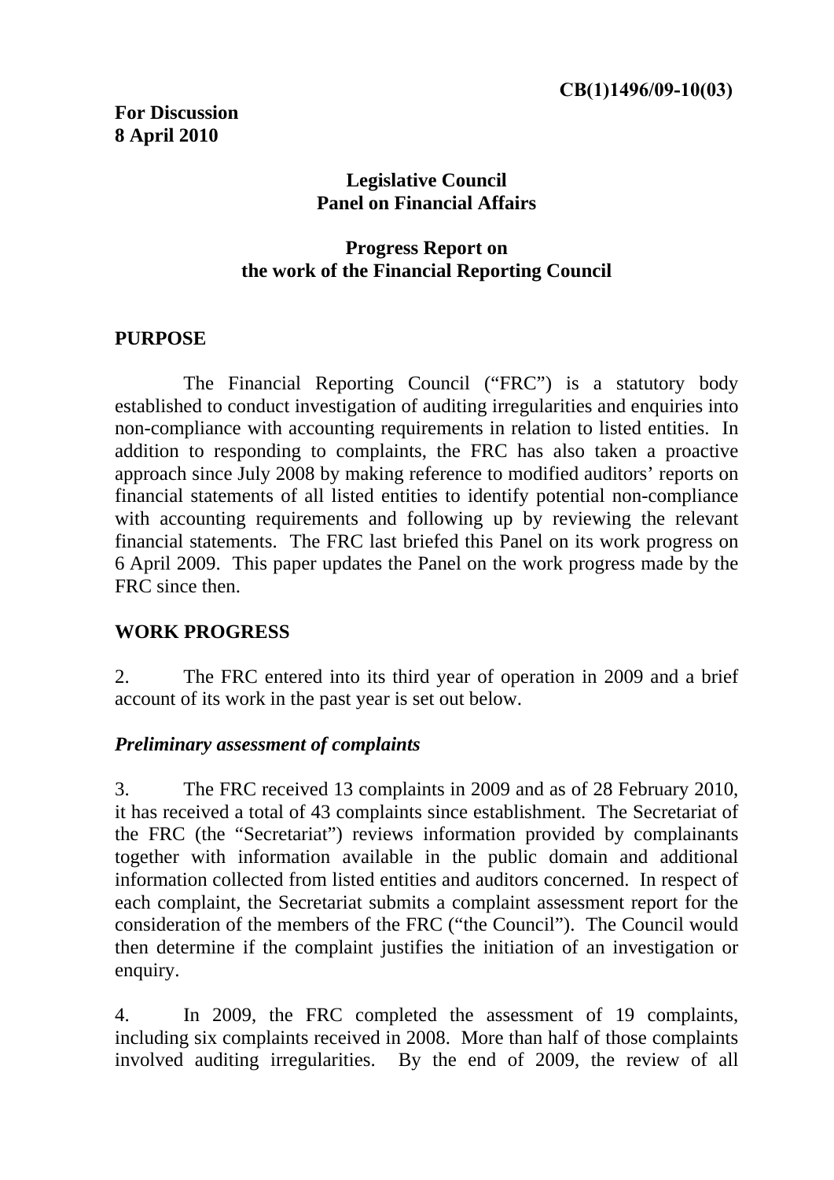CB(1)1496/09-10(03)

**For Discussion**
**8 April 2010**

# Legislative Council
# Panel on Financial Affairs

## Progress Report on the work of the Financial Reporting Council

## PURPOSE

The Financial Reporting Council ("FRC") is a statutory body established to conduct investigation of auditing irregularities and enquiries into non-compliance with accounting requirements in relation to listed entities. In addition to responding to complaints, the FRC has also taken a proactive approach since July 2008 by making reference to modified auditors' reports on financial statements of all listed entities to identify potential non-compliance with accounting requirements and following up by reviewing the relevant financial statements. The FRC last briefed this Panel on its work progress on 6 April 2009. This paper updates the Panel on the work progress made by the FRC since then.

## WORK PROGRESS

2. The FRC entered into its third year of operation in 2009 and a brief account of its work in the past year is set out below.

### *Preliminary assessment of complaints*

3. The FRC received 13 complaints in 2009 and as of 28 February 2010, it has received a total of 43 complaints since establishment. The Secretariat of the FRC (the "Secretariat") reviews information provided by complainants together with information available in the public domain and additional information collected from listed entities and auditors concerned. In respect of each complaint, the Secretariat submits a complaint assessment report for the consideration of the members of the FRC ("the Council"). The Council would then determine if the complaint justifies the initiation of an investigation or enquiry.

4. In 2009, the FRC completed the assessment of 19 complaints, including six complaints received in 2008. More than half of those complaints involved auditing irregularities. By the end of 2009, the review of all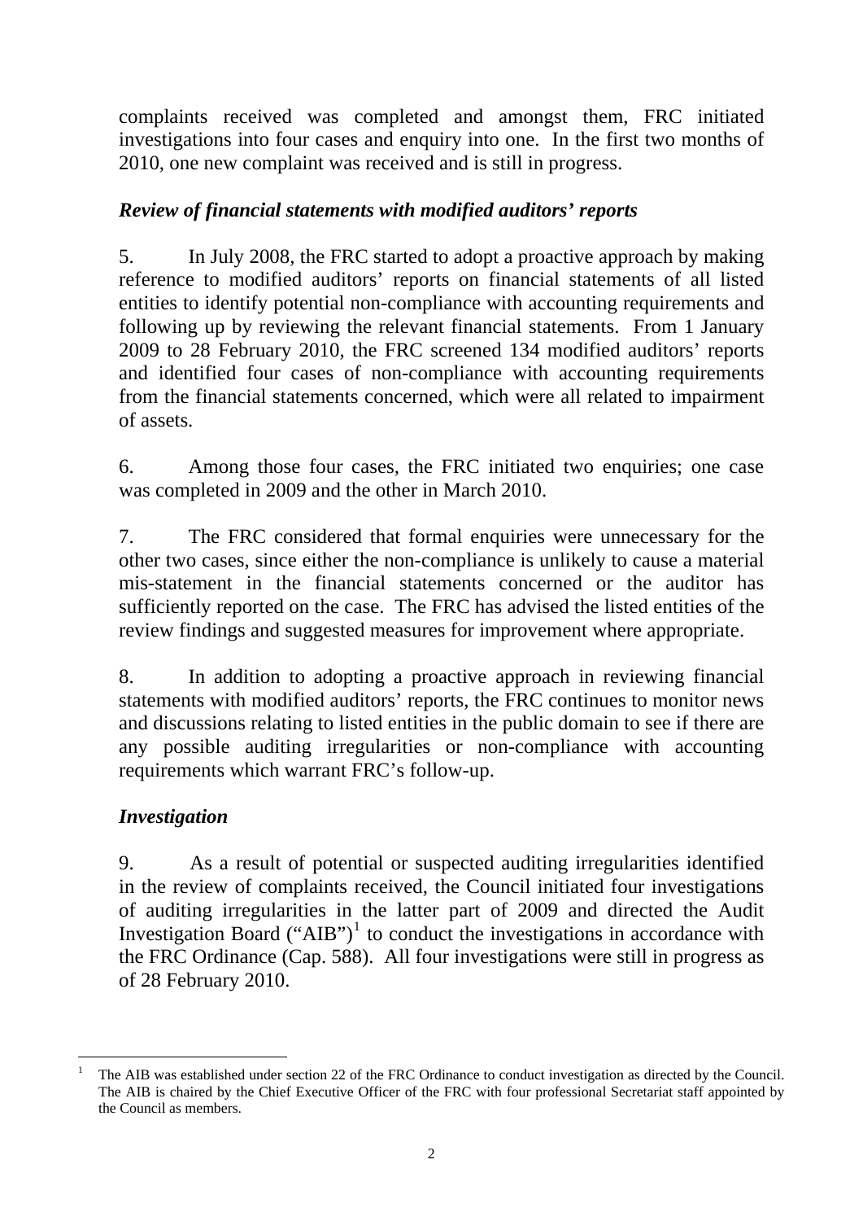complaints received was completed and amongst them, FRC initiated investigations into four cases and enquiry into one. In the first two months of 2010, one new complaint was received and is still in progress.

### *Review of financial statements with modified auditors' reports*

5. In July 2008, the FRC started to adopt a proactive approach by making reference to modified auditors' reports on financial statements of all listed entities to identify potential non-compliance with accounting requirements and following up by reviewing the relevant financial statements. From 1 January 2009 to 28 February 2010, the FRC screened 134 modified auditors' reports and identified four cases of non-compliance with accounting requirements from the financial statements concerned, which were all related to impairment of assets.

6. Among those four cases, the FRC initiated two enquiries; one case was completed in 2009 and the other in March 2010.

7. The FRC considered that formal enquiries were unnecessary for the other two cases, since either the non-compliance is unlikely to cause a material mis-statement in the financial statements concerned or the auditor has sufficiently reported on the case. The FRC has advised the listed entities of the review findings and suggested measures for improvement where appropriate.

8. In addition to adopting a proactive approach in reviewing financial statements with modified auditors' reports, the FRC continues to monitor news and discussions relating to listed entities in the public domain to see if there are any possible auditing irregularities or non-compliance with accounting requirements which warrant FRC's follow-up.

### *Investigation*

9. As a result of potential or suspected auditing irregularities identified in the review of complaints received, the Council initiated four investigations of auditing irregularities in the latter part of 2009 and directed the Audit Investigation Board ("AIB")[1] to conduct the investigations in accordance with the FRC Ordinance (Cap. 588). All four investigations were still in progress as of 28 February 2010.

---

[1] The AIB was established under section 22 of the FRC Ordinance to conduct investigation as directed by the Council. The AIB is chaired by the Chief Executive Officer of the FRC with four professional Secretariat staff appointed by the Council as members.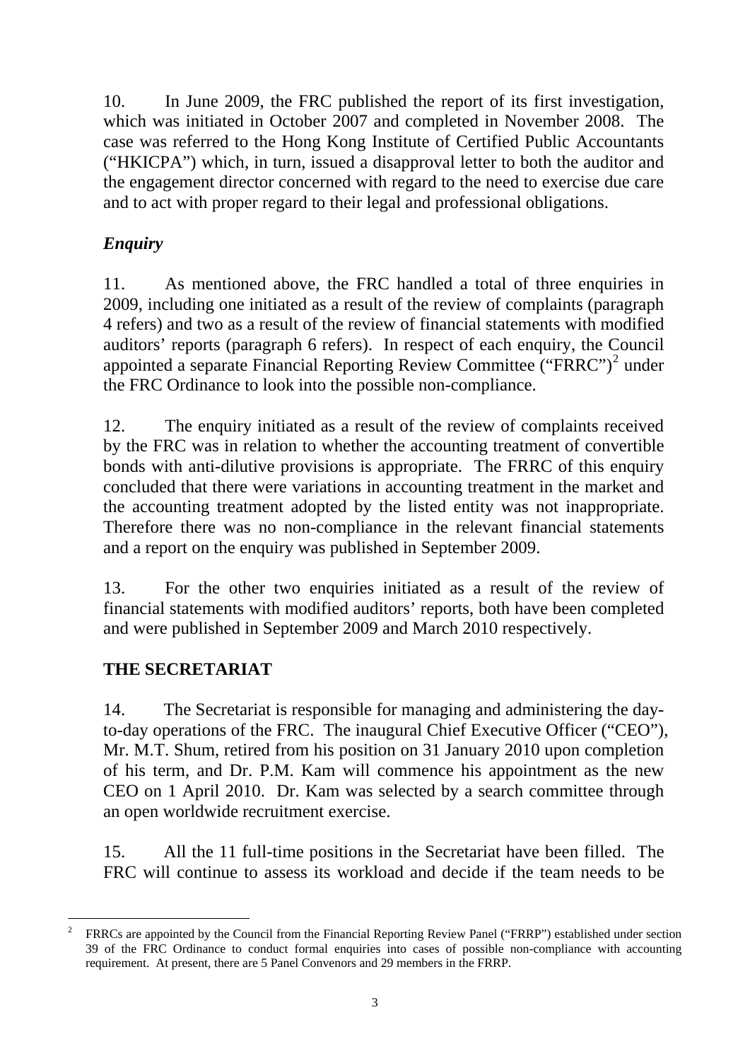10. In June 2009, the FRC published the report of its first investigation, which was initiated in October 2007 and completed in November 2008. The case was referred to the Hong Kong Institute of Certified Public Accountants ("HKICPA") which, in turn, issued a disapproval letter to both the auditor and the engagement director concerned with regard to the need to exercise due care and to act with proper regard to their legal and professional obligations.

### *Enquiry*

11. As mentioned above, the FRC handled a total of three enquiries in 2009, including one initiated as a result of the review of complaints (paragraph 4 refers) and two as a result of the review of financial statements with modified auditors' reports (paragraph 6 refers). In respect of each enquiry, the Council appointed a separate Financial Reporting Review Committee ("FRRC")[2] under the FRC Ordinance to look into the possible non-compliance.

12. The enquiry initiated as a result of the review of complaints received by the FRC was in relation to whether the accounting treatment of convertible bonds with anti-dilutive provisions is appropriate. The FRRC of this enquiry concluded that there were variations in accounting treatment in the market and the accounting treatment adopted by the listed entity was not inappropriate. Therefore there was no non-compliance in the relevant financial statements and a report on the enquiry was published in September 2009.

13. For the other two enquiries initiated as a result of the review of financial statements with modified auditors' reports, both have been completed and were published in September 2009 and March 2010 respectively.

## THE SECRETARIAT

14. The Secretariat is responsible for managing and administering the day-to-day operations of the FRC. The inaugural Chief Executive Officer ("CEO"), Mr. M.T. Shum, retired from his position on 31 January 2010 upon completion of his term, and Dr. P.M. Kam will commence his appointment as the new CEO on 1 April 2010. Dr. Kam was selected by a search committee through an open worldwide recruitment exercise.

15. All the 11 full-time positions in the Secretariat have been filled. The FRC will continue to assess its workload and decide if the team needs to be

---

[2] FRRCs are appointed by the Council from the Financial Reporting Review Panel ("FRRP") established under section 39 of the FRC Ordinance to conduct formal enquiries into cases of possible non-compliance with accounting requirement. At present, there are 5 Panel Convenors and 29 members in the FRRP.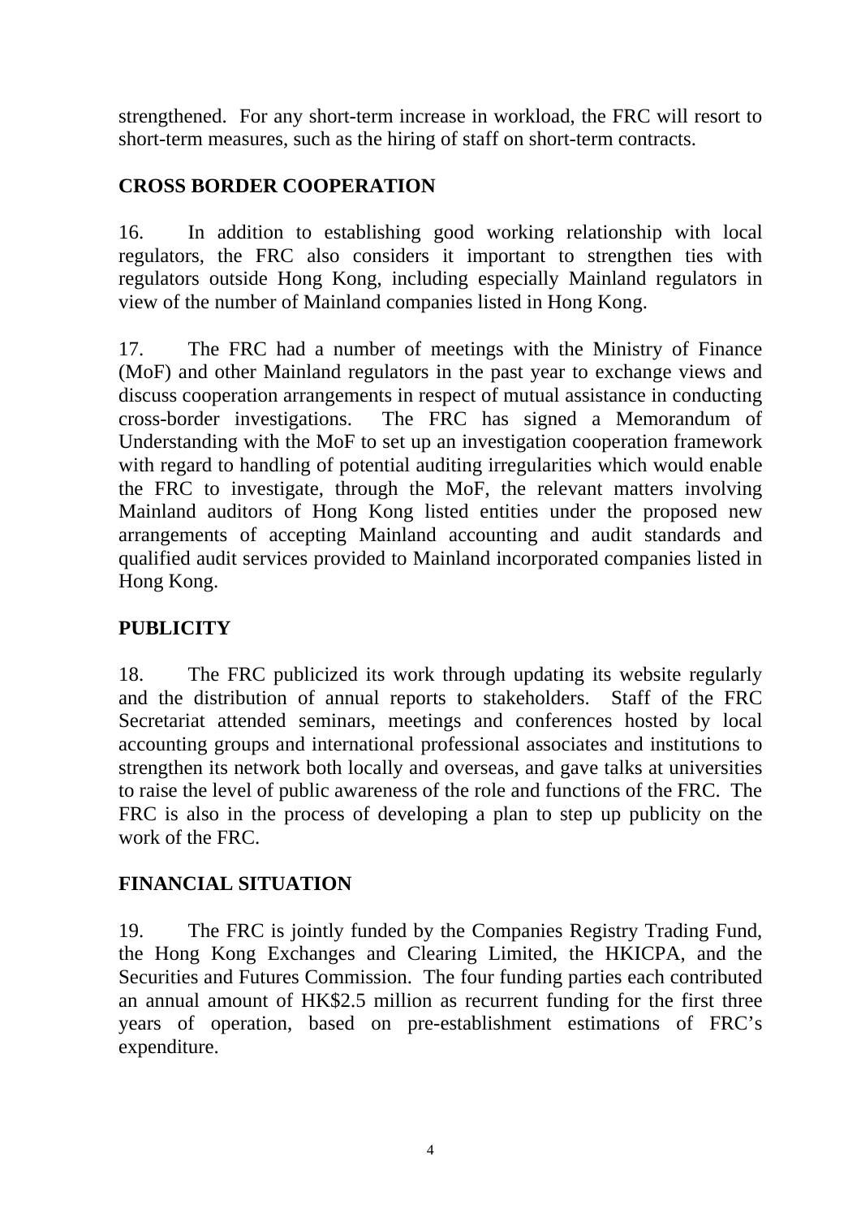strengthened. For any short-term increase in workload, the FRC will resort to short-term measures, such as the hiring of staff on short-term contracts.

## CROSS BORDER COOPERATION

16. In addition to establishing good working relationship with local regulators, the FRC also considers it important to strengthen ties with regulators outside Hong Kong, including especially Mainland regulators in view of the number of Mainland companies listed in Hong Kong.

17. The FRC had a number of meetings with the Ministry of Finance (MoF) and other Mainland regulators in the past year to exchange views and discuss cooperation arrangements in respect of mutual assistance in conducting cross-border investigations. The FRC has signed a Memorandum of Understanding with the MoF to set up an investigation cooperation framework with regard to handling of potential auditing irregularities which would enable the FRC to investigate, through the MoF, the relevant matters involving Mainland auditors of Hong Kong listed entities under the proposed new arrangements of accepting Mainland accounting and audit standards and qualified audit services provided to Mainland incorporated companies listed in Hong Kong.

## PUBLICITY

18. The FRC publicized its work through updating its website regularly and the distribution of annual reports to stakeholders. Staff of the FRC Secretariat attended seminars, meetings and conferences hosted by local accounting groups and international professional associates and institutions to strengthen its network both locally and overseas, and gave talks at universities to raise the level of public awareness of the role and functions of the FRC. The FRC is also in the process of developing a plan to step up publicity on the work of the FRC.

## FINANCIAL SITUATION

19. The FRC is jointly funded by the Companies Registry Trading Fund, the Hong Kong Exchanges and Clearing Limited, the HKICPA, and the Securities and Futures Commission. The four funding parties each contributed an annual amount of HK$2.5 million as recurrent funding for the first three years of operation, based on pre-establishment estimations of FRC's expenditure.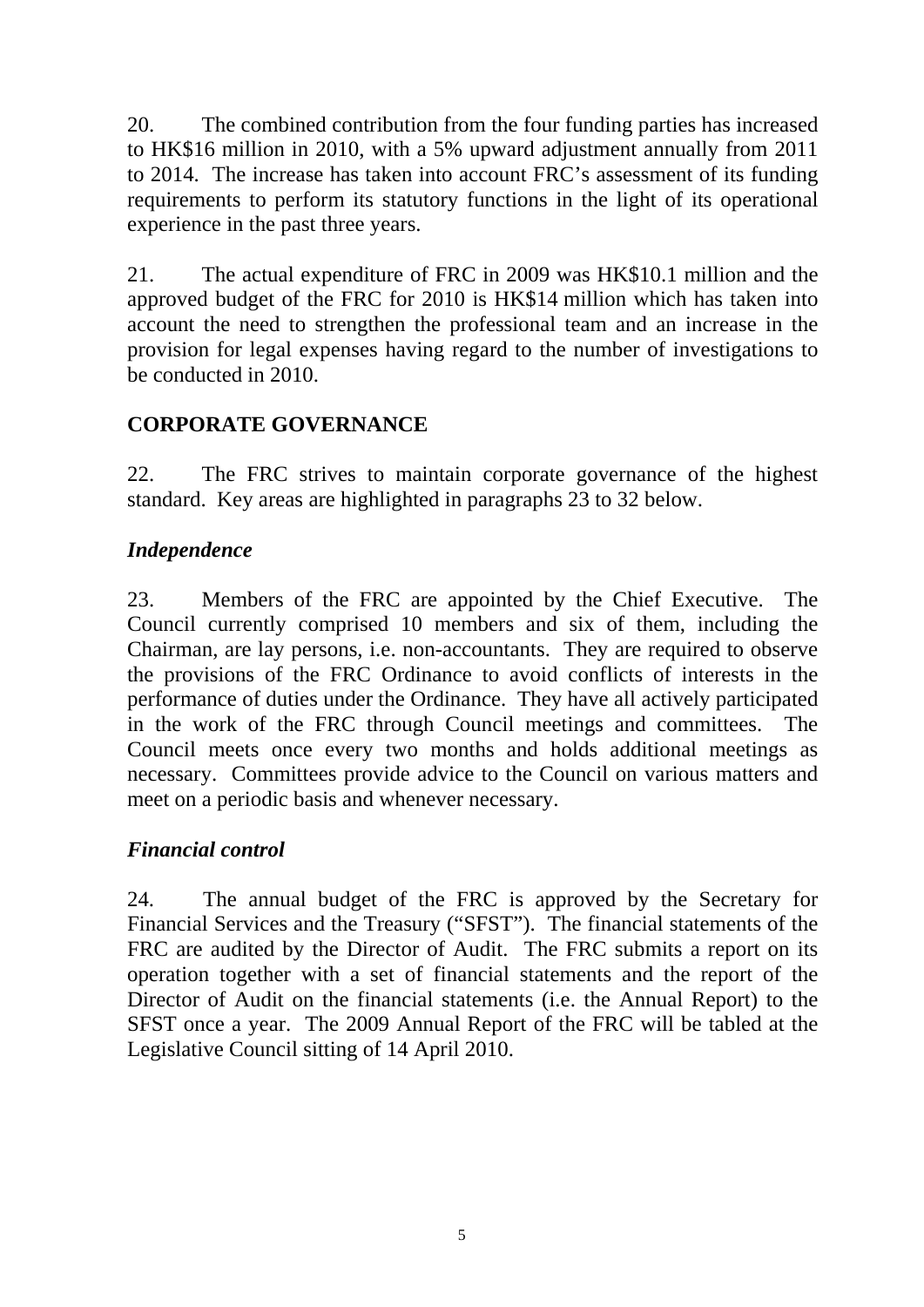20. The combined contribution from the four funding parties has increased to HK$16 million in 2010, with a 5% upward adjustment annually from 2011 to 2014. The increase has taken into account FRC's assessment of its funding requirements to perform its statutory functions in the light of its operational experience in the past three years.

21. The actual expenditure of FRC in 2009 was HK$10.1 million and the approved budget of the FRC for 2010 is HK$14 million which has taken into account the need to strengthen the professional team and an increase in the provision for legal expenses having regard to the number of investigations to be conducted in 2010.

## CORPORATE GOVERNANCE

22. The FRC strives to maintain corporate governance of the highest standard. Key areas are highlighted in paragraphs 23 to 32 below.

### *Independence*

23. Members of the FRC are appointed by the Chief Executive. The Council currently comprised 10 members and six of them, including the Chairman, are lay persons, i.e. non-accountants. They are required to observe the provisions of the FRC Ordinance to avoid conflicts of interests in the performance of duties under the Ordinance. They have all actively participated in the work of the FRC through Council meetings and committees. The Council meets once every two months and holds additional meetings as necessary. Committees provide advice to the Council on various matters and meet on a periodic basis and whenever necessary.

### *Financial control*

24. The annual budget of the FRC is approved by the Secretary for Financial Services and the Treasury ("SFST"). The financial statements of the FRC are audited by the Director of Audit. The FRC submits a report on its operation together with a set of financial statements and the report of the Director of Audit on the financial statements (i.e. the Annual Report) to the SFST once a year. The 2009 Annual Report of the FRC will be tabled at the Legislative Council sitting of 14 April 2010.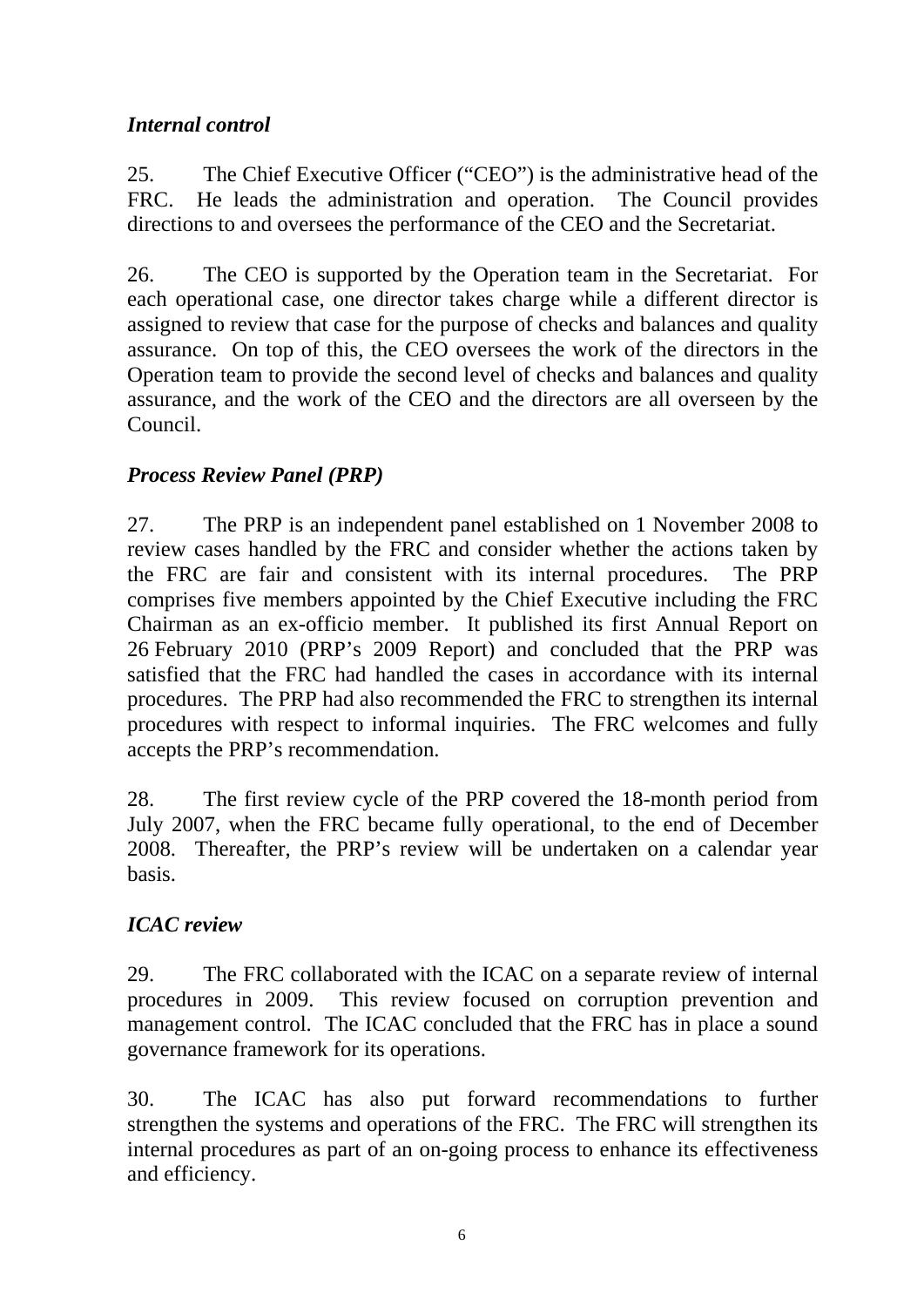*Internal control*

25. The Chief Executive Officer ("CEO") is the administrative head of the FRC. He leads the administration and operation. The Council provides directions to and oversees the performance of the CEO and the Secretariat.

26. The CEO is supported by the Operation team in the Secretariat. For each operational case, one director takes charge while a different director is assigned to review that case for the purpose of checks and balances and quality assurance. On top of this, the CEO oversees the work of the directors in the Operation team to provide the second level of checks and balances and quality assurance, and the work of the CEO and the directors are all overseen by the Council.

*Process Review Panel (PRP)*

27. The PRP is an independent panel established on 1 November 2008 to review cases handled by the FRC and consider whether the actions taken by the FRC are fair and consistent with its internal procedures. The PRP comprises five members appointed by the Chief Executive including the FRC Chairman as an ex-officio member. It published its first Annual Report on 26 February 2010 (PRP's 2009 Report) and concluded that the PRP was satisfied that the FRC had handled the cases in accordance with its internal procedures. The PRP had also recommended the FRC to strengthen its internal procedures with respect to informal inquiries. The FRC welcomes and fully accepts the PRP's recommendation.

28. The first review cycle of the PRP covered the 18-month period from July 2007, when the FRC became fully operational, to the end of December 2008. Thereafter, the PRP's review will be undertaken on a calendar year basis.

*ICAC review*

29. The FRC collaborated with the ICAC on a separate review of internal procedures in 2009. This review focused on corruption prevention and management control. The ICAC concluded that the FRC has in place a sound governance framework for its operations.

30. The ICAC has also put forward recommendations to further strengthen the systems and operations of the FRC. The FRC will strengthen its internal procedures as part of an on-going process to enhance its effectiveness and efficiency.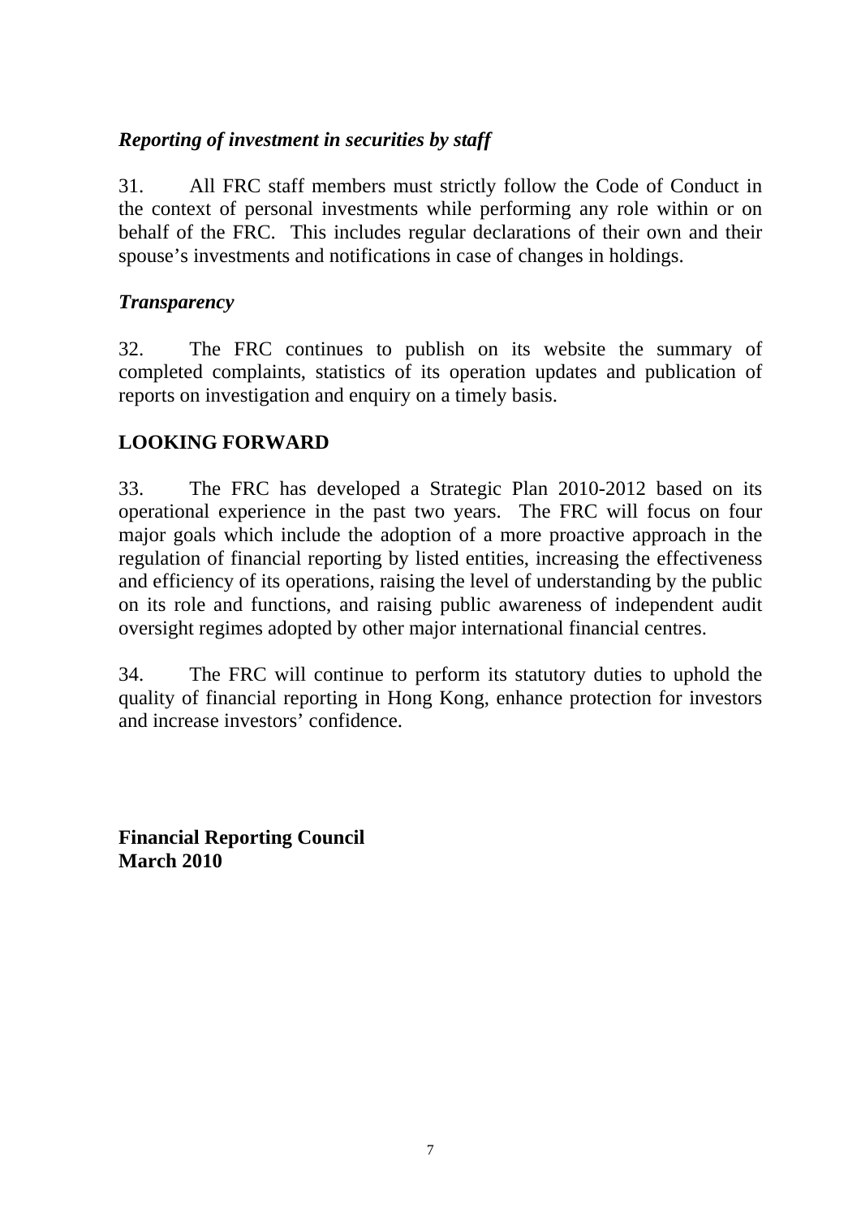### *Reporting of investment in securities by staff*

31. All FRC staff members must strictly follow the Code of Conduct in the context of personal investments while performing any role within or on behalf of the FRC. This includes regular declarations of their own and their spouse's investments and notifications in case of changes in holdings.

### *Transparency*

32. The FRC continues to publish on its website the summary of completed complaints, statistics of its operation updates and publication of reports on investigation and enquiry on a timely basis.

## LOOKING FORWARD

33. The FRC has developed a Strategic Plan 2010-2012 based on its operational experience in the past two years. The FRC will focus on four major goals which include the adoption of a more proactive approach in the regulation of financial reporting by listed entities, increasing the effectiveness and efficiency of its operations, raising the level of understanding by the public on its role and functions, and raising public awareness of independent audit oversight regimes adopted by other major international financial centres.

34. The FRC will continue to perform its statutory duties to uphold the quality of financial reporting in Hong Kong, enhance protection for investors and increase investors' confidence.

**Financial Reporting Council**
**March 2010**